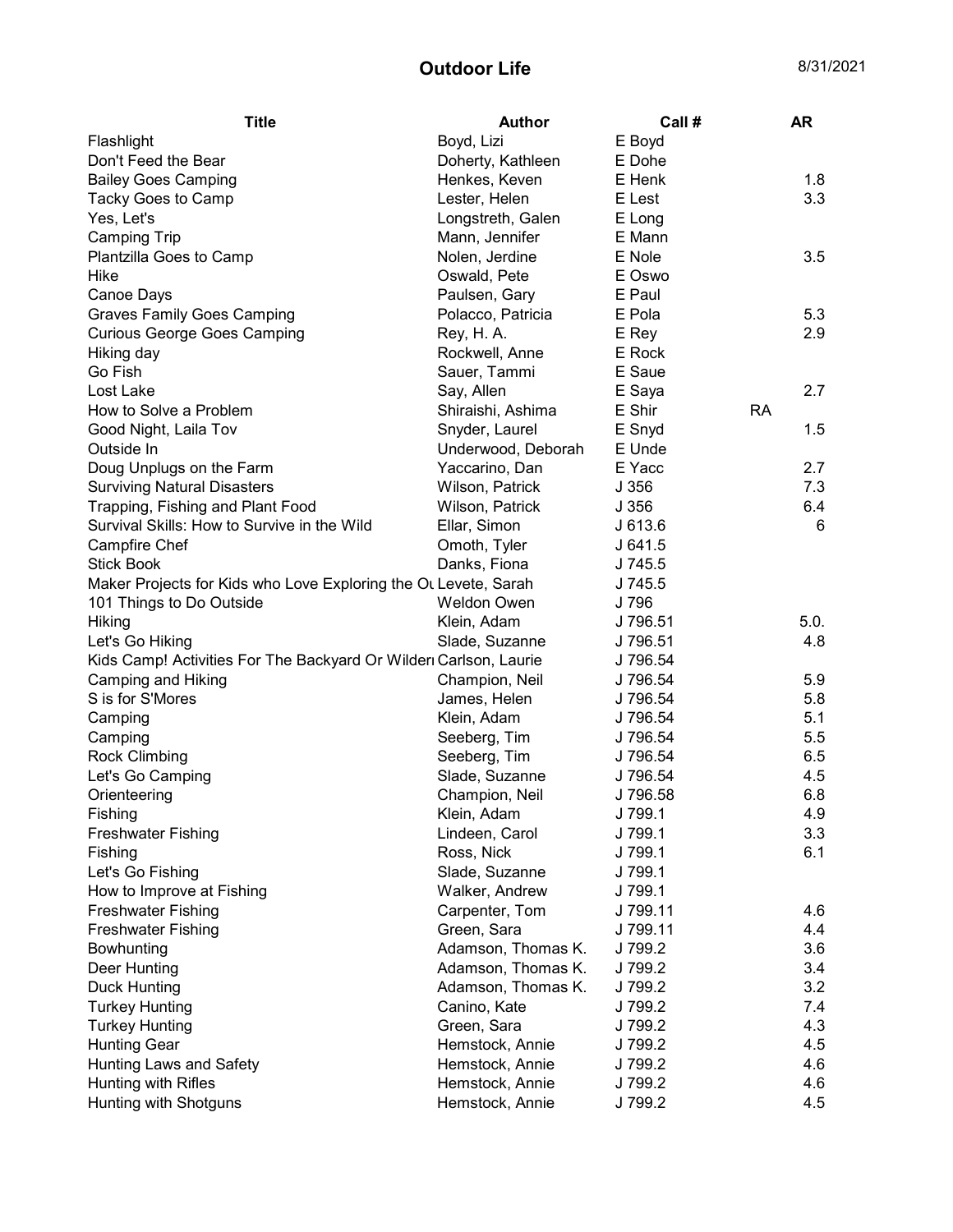# Outdoor Life

8/31/2021

| Title | Author | Call # | AR |
|---|---|---|---|
| Flashlight | Boyd, Lizi | E Boyd | |
| Don't Feed the Bear | Doherty, Kathleen | E Dohe | |
| Bailey Goes Camping | Henkes, Keven | E Henk | 1.8 |
| Tacky Goes to Camp | Lester, Helen | E Lest | 3.3 |
| Yes, Let's | Longstreth, Galen | E Long | |
| Camping Trip | Mann, Jennifer | E Mann | |
| Plantzilla Goes to Camp | Nolen, Jerdine | E Nole | 3.5 |
| Hike | Oswald, Pete | E Oswo | |
| Canoe Days | Paulsen, Gary | E Paul | |
| Graves Family Goes Camping | Polacco, Patricia | E Pola | 5.3 |
| Curious George Goes Camping | Rey, H. A. | E Rey | 2.9 |
| Hiking day | Rockwell, Anne | E Rock | |
| Go Fish | Sauer, Tammi | E Saue | |
| Lost Lake | Say, Allen | E Saya | 2.7 |
| How to Solve a Problem | Shiraishi, Ashima | E Shir | RA |
| Good Night, Laila Tov | Snyder, Laurel | E Snyd | 1.5 |
| Outside In | Underwood, Deborah | E Unde | |
| Doug Unplugs on the Farm | Yaccarino, Dan | E Yacc | 2.7 |
| Surviving Natural Disasters | Wilson, Patrick | J 356 | 7.3 |
| Trapping, Fishing and Plant Food | Wilson, Patrick | J 356 | 6.4 |
| Survival Skills: How to Survive in the Wild | Ellar, Simon | J 613.6 | 6 |
| Campfire Chef | Omoth, Tyler | J 641.5 | |
| Stick Book | Danks, Fiona | J 745.5 | |
| Maker Projects for Kids who Love Exploring the Ou | Levete, Sarah | J 745.5 | |
| 101 Things to Do Outside | Weldon Owen | J 796 | |
| Hiking | Klein, Adam | J 796.51 | 5.0. |
| Let's Go Hiking | Slade, Suzanne | J 796.51 | 4.8 |
| Kids Camp! Activities For The Backyard Or Wilderi | Carlson, Laurie | J 796.54 | |
| Camping and Hiking | Champion, Neil | J 796.54 | 5.9 |
| S is for S'Mores | James, Helen | J 796.54 | 5.8 |
| Camping | Klein, Adam | J 796.54 | 5.1 |
| Camping | Seeberg, Tim | J 796.54 | 5.5 |
| Rock Climbing | Seeberg, Tim | J 796.54 | 6.5 |
| Let's Go Camping | Slade, Suzanne | J 796.54 | 4.5 |
| Orienteering | Champion, Neil | J 796.58 | 6.8 |
| Fishing | Klein, Adam | J 799.1 | 4.9 |
| Freshwater Fishing | Lindeen, Carol | J 799.1 | 3.3 |
| Fishing | Ross, Nick | J 799.1 | 6.1 |
| Let's Go Fishing | Slade, Suzanne | J 799.1 | |
| How to Improve at Fishing | Walker, Andrew | J 799.1 | |
| Freshwater Fishing | Carpenter, Tom | J 799.11 | 4.6 |
| Freshwater Fishing | Green, Sara | J 799.11 | 4.4 |
| Bowhunting | Adamson, Thomas K. | J 799.2 | 3.6 |
| Deer Hunting | Adamson, Thomas K. | J 799.2 | 3.4 |
| Duck Hunting | Adamson, Thomas K. | J 799.2 | 3.2 |
| Turkey Hunting | Canino, Kate | J 799.2 | 7.4 |
| Turkey Hunting | Green, Sara | J 799.2 | 4.3 |
| Hunting Gear | Hemstock, Annie | J 799.2 | 4.5 |
| Hunting Laws and Safety | Hemstock, Annie | J 799.2 | 4.6 |
| Hunting with Rifles | Hemstock, Annie | J 799.2 | 4.6 |
| Hunting with Shotguns | Hemstock, Annie | J 799.2 | 4.5 |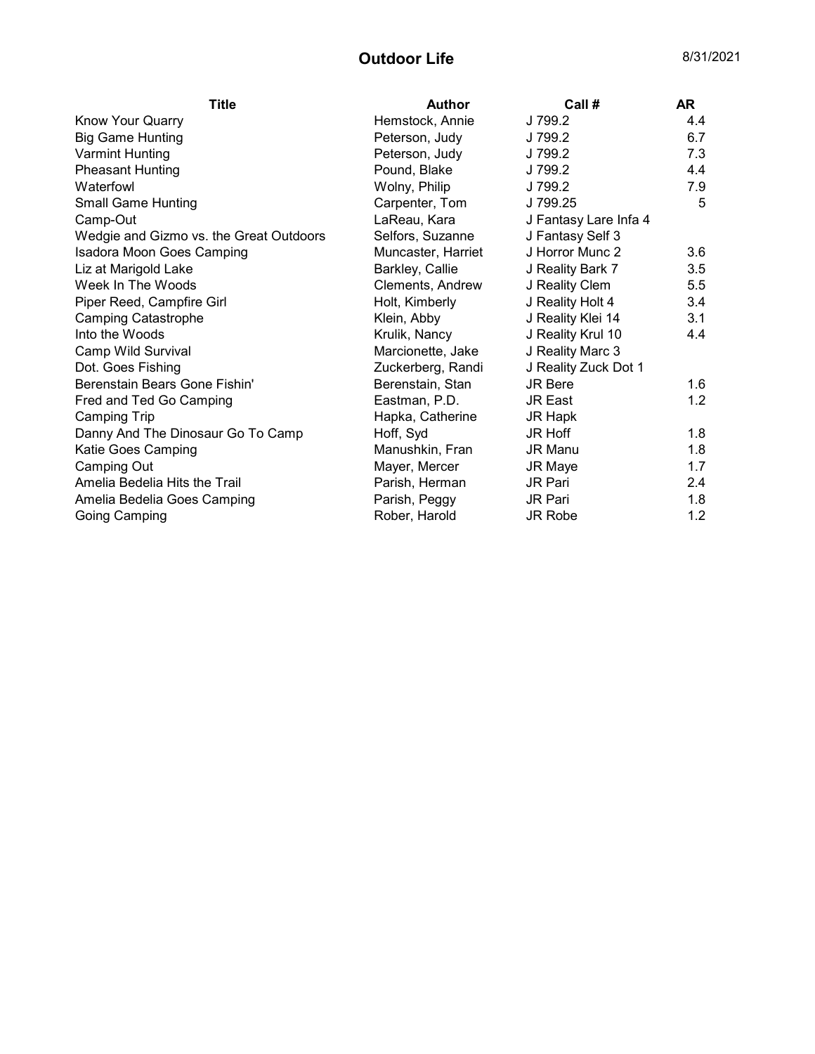# Outdoor Life

8/31/2021

| Title | Author | Call # | AR |
|---|---|---|---|
| Know Your Quarry | Hemstock, Annie | J 799.2 | 4.4 |
| Big Game Hunting | Peterson, Judy | J 799.2 | 6.7 |
| Varmint Hunting | Peterson, Judy | J 799.2 | 7.3 |
| Pheasant Hunting | Pound, Blake | J 799.2 | 4.4 |
| Waterfowl | Wolny, Philip | J 799.2 | 7.9 |
| Small Game Hunting | Carpenter, Tom | J 799.25 | 5 |
| Camp-Out | LaReau, Kara | J Fantasy Lare Infa 4 | |
| Wedgie and Gizmo vs. the Great Outdoors | Selfors, Suzanne | J Fantasy Self 3 | |
| Isadora Moon Goes Camping | Muncaster, Harriet | J Horror Munc 2 | 3.6 |
| Liz at Marigold Lake | Barkley, Callie | J Reality Bark 7 | 3.5 |
| Week In The Woods | Clements, Andrew | J Reality Clem | 5.5 |
| Piper Reed, Campfire Girl | Holt, Kimberly | J Reality Holt 4 | 3.4 |
| Camping Catastrophe | Klein, Abby | J Reality Klei 14 | 3.1 |
| Into the Woods | Krulik, Nancy | J Reality Krul 10 | 4.4 |
| Camp Wild Survival | Marcionette, Jake | J Reality Marc 3 | |
| Dot. Goes Fishing | Zuckerberg, Randi | J Reality Zuck Dot 1 | |
| Berenstain Bears Gone Fishin' | Berenstain, Stan | JR Bere | 1.6 |
| Fred and Ted Go Camping | Eastman, P.D. | JR East | 1.2 |
| Camping Trip | Hapka, Catherine | JR Hapk | |
| Danny And The Dinosaur Go To Camp | Hoff, Syd | JR Hoff | 1.8 |
| Katie Goes Camping | Manushkin, Fran | JR Manu | 1.8 |
| Camping Out | Mayer, Mercer | JR Maye | 1.7 |
| Amelia Bedelia Hits the Trail | Parish, Herman | JR Pari | 2.4 |
| Amelia Bedelia Goes Camping | Parish, Peggy | JR Pari | 1.8 |
| Going Camping | Rober, Harold | JR Robe | 1.2 |